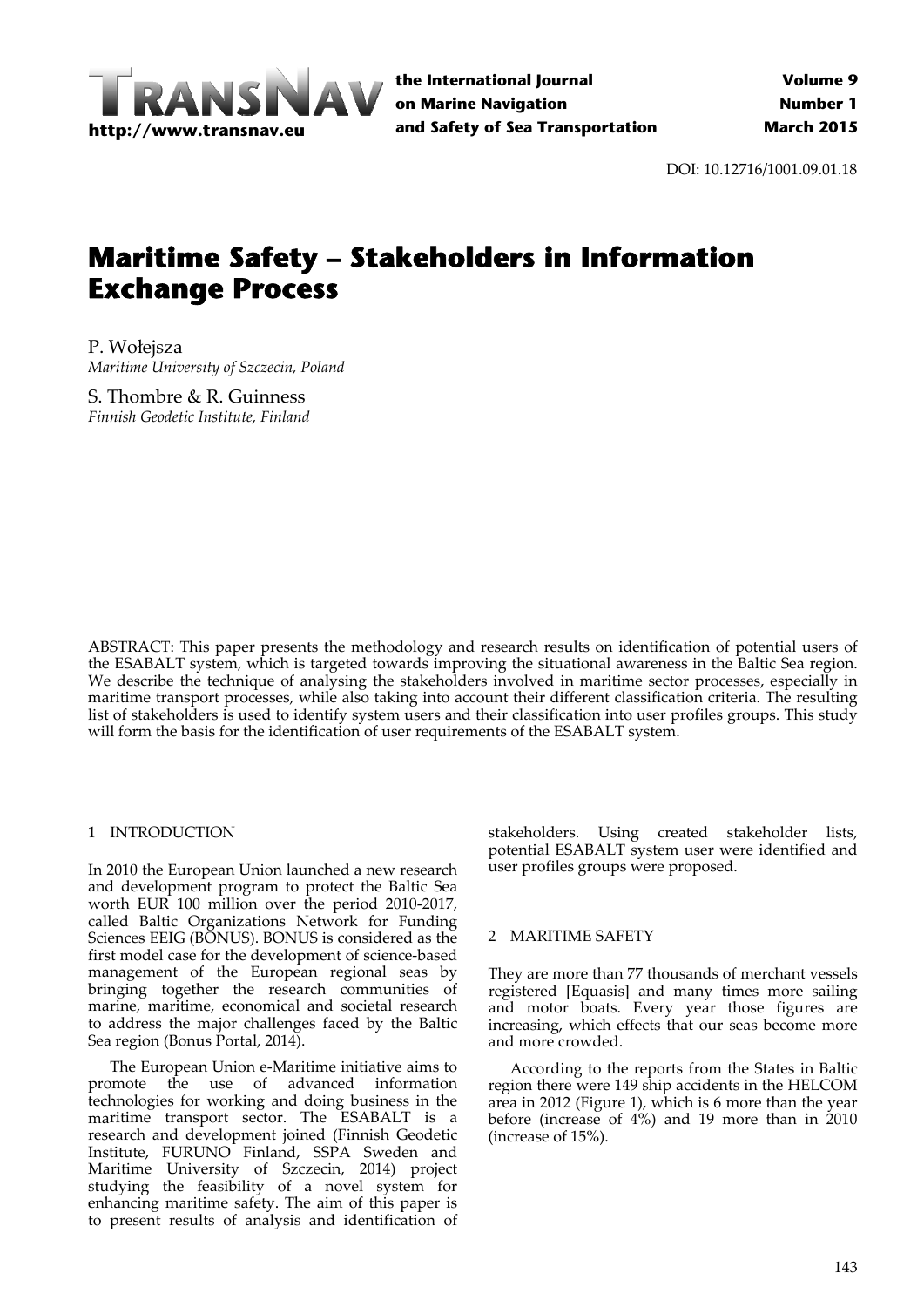DOI: 10.12716/1001.09.01.18

# Maritime Safety – Stakeholders in Information Exchange Process

P. Wołejsza
*Maritime University of Szczecin, Poland*

S. Thombre & R. Guinness
*Finnish Geodetic Institute, Finland*

ABSTRACT: This paper presents the methodology and research results on identification of potential users of the ESABALT system, which is targeted towards improving the situational awareness in the Baltic Sea region. We describe the technique of analysing the stakeholders involved in maritime sector processes, especially in maritime transport processes, while also taking into account their different classification criteria. The resulting list of stakeholders is used to identify system users and their classification into user profiles groups. This study will form the basis for the identification of user requirements of the ESABALT system.

## 1 INTRODUCTION

In 2010 the European Union launched a new research and development program to protect the Baltic Sea worth EUR 100 million over the period 2010-2017, called Baltic Organizations Network for Funding Sciences EEIG (BONUS). BONUS is considered as the first model case for the development of science-based management of the European regional seas by bringing together the research communities of marine, maritime, economical and societal research to address the major challenges faced by the Baltic Sea region (Bonus Portal, 2014).

The European Union e-Maritime initiative aims to promote the use of advanced information technologies for working and doing business in the maritime transport sector. The ESABALT is a research and development joined (Finnish Geodetic Institute, FURUNO Finland, SSPA Sweden and Maritime University of Szczecin, 2014) project studying the feasibility of a novel system for enhancing maritime safety. The aim of this paper is to present results of analysis and identification of stakeholders. Using created stakeholder lists, potential ESABALT system user were identified and user profiles groups were proposed.

## 2 MARITIME SAFETY

They are more than 77 thousands of merchant vessels registered [Equasis] and many times more sailing and motor boats. Every year those figures are increasing, which effects that our seas become more and more crowded.

According to the reports from the States in Baltic region there were 149 ship accidents in the HELCOM area in 2012 (Figure 1), which is 6 more than the year before (increase of 4%) and 19 more than in 2010 (increase of 15%).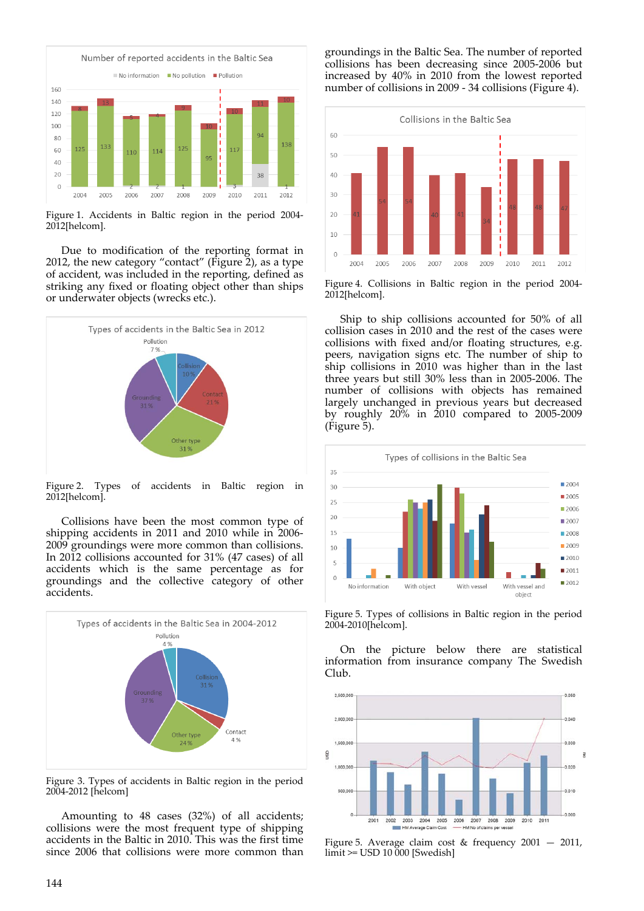Figure 1. Accidents in Baltic region in the period 2004-2012[helcom].

Due to modification of the reporting format in 2012, the new category "contact" (Figure 2), as a type of accident, was included in the reporting, defined as striking any fixed or floating object other than ships or underwater objects (wrecks etc.).

Figure 2. Types of accidents in Baltic region in 2012[helcom].

Collisions have been the most common type of shipping accidents in 2011 and 2010 while in 2006-2009 groundings were more common than collisions. In 2012 collisions accounted for 31% (47 cases) of all accidents which is the same percentage as for groundings and the collective category of other accidents.

Figure 3. Types of accidents in Baltic region in the period 2004-2012 [helcom]

Amounting to 48 cases (32%) of all accidents; collisions were the most frequent type of shipping accidents in the Baltic in 2010. This was the first time since 2006 that collisions were more common than groundings in the Baltic Sea. The number of reported collisions has been decreasing since 2005-2006 but increased by 40% in 2010 from the lowest reported number of collisions in 2009 - 34 collisions (Figure 4).

Figure 4. Collisions in Baltic region in the period 2004-2012[helcom].

Ship to ship collisions accounted for 50% of all collision cases in 2010 and the rest of the cases were collisions with fixed and/or floating structures, e.g. peers, navigation signs etc. The number of ship to ship collisions in 2010 was higher than in the last three years but still 30% less than in 2005-2006. The number of collisions with objects has remained largely unchanged in previous years but decreased by roughly 20% in 2010 compared to 2005-2009 (Figure 5).

Figure 5. Types of collisions in Baltic region in the period 2004-2010[helcom].

On the picture below there are statistical information from insurance company The Swedish Club.

Figure 5. Average claim cost & frequency 2001 — 2011, limit >= USD 10 000 [Swedish]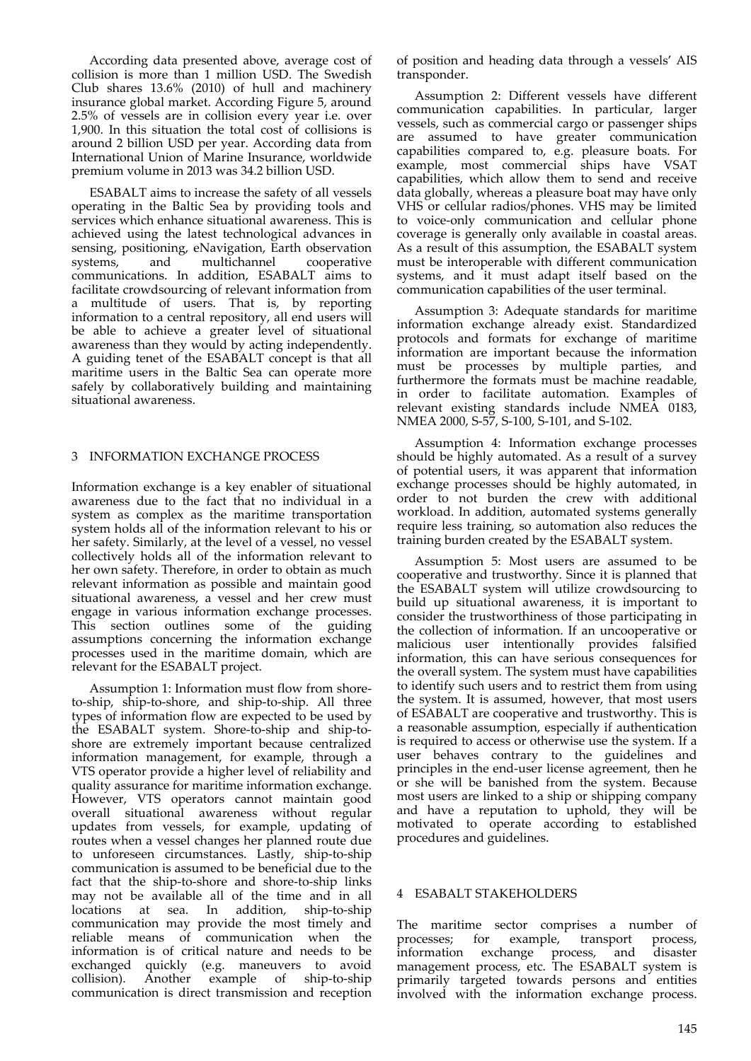According data presented above, average cost of collision is more than 1 million USD. The Swedish Club shares 13.6% (2010) of hull and machinery insurance global market. According Figure 5, around 2.5% of vessels are in collision every year i.e. over 1,900. In this situation the total cost of collisions is around 2 billion USD per year. According data from International Union of Marine Insurance, worldwide premium volume in 2013 was 34.2 billion USD.

ESABALT aims to increase the safety of all vessels operating in the Baltic Sea by providing tools and services which enhance situational awareness. This is achieved using the latest technological advances in sensing, positioning, eNavigation, Earth observation systems, and multichannel cooperative communications. In addition, ESABALT aims to facilitate crowdsourcing of relevant information from a multitude of users. That is, by reporting information to a central repository, all end users will be able to achieve a greater level of situational awareness than they would by acting independently. A guiding tenet of the ESABALT concept is that all maritime users in the Baltic Sea can operate more safely by collaboratively building and maintaining situational awareness.

## 3 INFORMATION EXCHANGE PROCESS

Information exchange is a key enabler of situational awareness due to the fact that no individual in a system as complex as the maritime transportation system holds all of the information relevant to his or her safety. Similarly, at the level of a vessel, no vessel collectively holds all of the information relevant to her own safety. Therefore, in order to obtain as much relevant information as possible and maintain good situational awareness, a vessel and her crew must engage in various information exchange processes. This section outlines some of the guiding assumptions concerning the information exchange processes used in the maritime domain, which are relevant for the ESABALT project.

Assumption 1: Information must flow from shore-to-ship, ship-to-shore, and ship-to-ship. All three types of information flow are expected to be used by the ESABALT system. Shore-to-ship and ship-to-shore are extremely important because centralized information management, for example, through a VTS operator provide a higher level of reliability and quality assurance for maritime information exchange. However, VTS operators cannot maintain good overall situational awareness without regular updates from vessels, for example, updating of routes when a vessel changes her planned route due to unforeseen circumstances. Lastly, ship-to-ship communication is assumed to be beneficial due to the fact that the ship-to-shore and shore-to-ship links may not be available all of the time and in all locations at sea. In addition, ship-to-ship communication may provide the most timely and reliable means of communication when the information is of critical nature and needs to be exchanged quickly (e.g. maneuvers to avoid collision). Another example of ship-to-ship communication is direct transmission and reception of position and heading data through a vessels' AIS transponder.

Assumption 2: Different vessels have different communication capabilities. In particular, larger vessels, such as commercial cargo or passenger ships are assumed to have greater communication capabilities compared to, e.g. pleasure boats. For example, most commercial ships have VSAT capabilities, which allow them to send and receive data globally, whereas a pleasure boat may have only VHS or cellular radios/phones. VHS may be limited to voice-only communication and cellular phone coverage is generally only available in coastal areas. As a result of this assumption, the ESABALT system must be interoperable with different communication systems, and it must adapt itself based on the communication capabilities of the user terminal.

Assumption 3: Adequate standards for maritime information exchange already exist. Standardized protocols and formats for exchange of maritime information are important because the information must be processes by multiple parties, and furthermore the formats must be machine readable, in order to facilitate automation. Examples of relevant existing standards include NMEA 0183, NMEA 2000, S-57, S-100, S-101, and S-102.

Assumption 4: Information exchange processes should be highly automated. As a result of a survey of potential users, it was apparent that information exchange processes should be highly automated, in order to not burden the crew with additional workload. In addition, automated systems generally require less training, so automation also reduces the training burden created by the ESABALT system.

Assumption 5: Most users are assumed to be cooperative and trustworthy. Since it is planned that the ESABALT system will utilize crowdsourcing to build up situational awareness, it is important to consider the trustworthiness of those participating in the collection of information. If an uncooperative or malicious user intentionally provides falsified information, this can have serious consequences for the overall system. The system must have capabilities to identify such users and to restrict them from using the system. It is assumed, however, that most users of ESABALT are cooperative and trustworthy. This is a reasonable assumption, especially if authentication is required to access or otherwise use the system. If a user behaves contrary to the guidelines and principles in the end-user license agreement, then he or she will be banished from the system. Because most users are linked to a ship or shipping company and have a reputation to uphold, they will be motivated to operate according to established procedures and guidelines.

## 4 ESABALT STAKEHOLDERS

The maritime sector comprises a number of processes; for example, transport process, information exchange process, and disaster management process, etc. The ESABALT system is primarily targeted towards persons and entities involved with the information exchange process.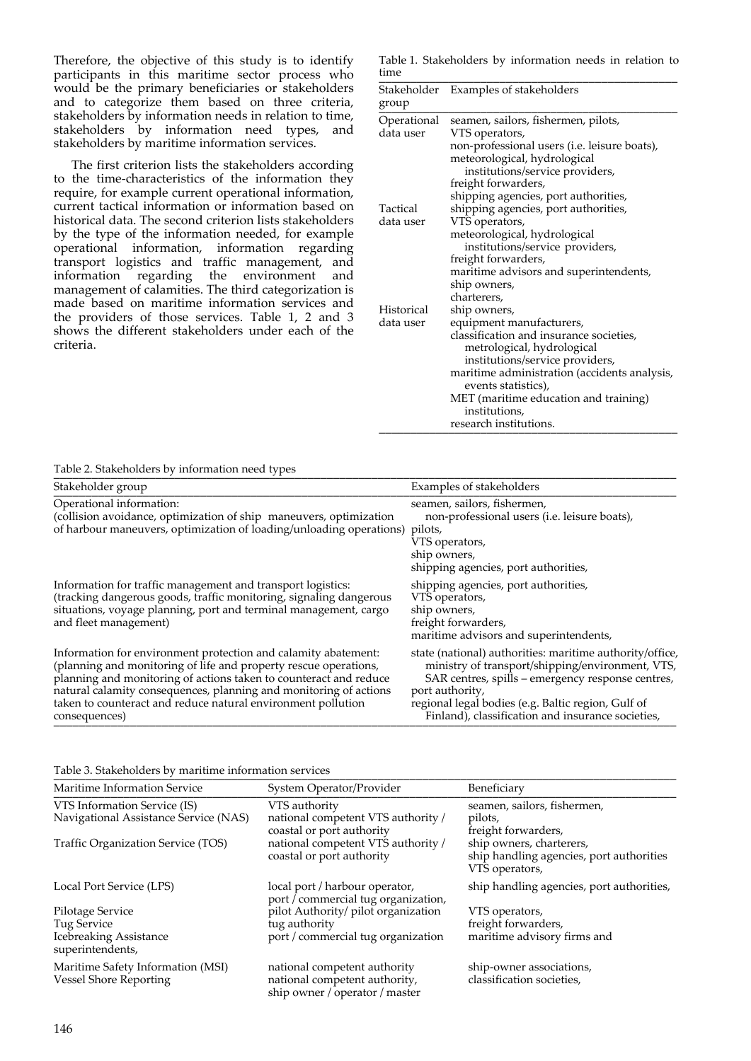Therefore, the objective of this study is to identify participants in this maritime sector process who would be the primary beneficiaries or stakeholders and to categorize them based on three criteria, stakeholders by information needs in relation to time, stakeholders by information need types, and stakeholders by maritime information services.

The first criterion lists the stakeholders according to the time-characteristics of the information they require, for example current operational information, current tactical information or information based on historical data. The second criterion lists stakeholders by the type of the information needed, for example operational information, information regarding transport logistics and traffic management, and information regarding the environment and management of calamities. The third categorization is made based on maritime information services and the providers of those services. Table 1, 2 and 3 shows the different stakeholders under each of the criteria.

Table 1. Stakeholders by information needs in relation to time

| Stakeholder group | Examples of stakeholders |
|---|---|
| Operational data user | seamen, sailors, fishermen, pilots, VTS operators, non-professional users (i.e. leisure boats), meteorological, hydrological institutions/service providers, freight forwarders, shipping agencies, port authorities, |
| Tactical data user | shipping agencies, port authorities, VTS operators, meteorological, hydrological institutions/service providers, freight forwarders, maritime advisors and superintendents, ship owners, charterers, |
| Historical data user | ship owners, equipment manufacturers, classification and insurance societies, metrological, hydrological institutions/service providers, maritime administration (accidents analysis, events statistics), MET (maritime education and training) institutions, research institutions. |

Table 2. Stakeholders by information need types

| Stakeholder group | Examples of stakeholders |
|---|---|
| Operational information: (collision avoidance, optimization of ship maneuvers, optimization of harbour maneuvers, optimization of loading/unloading operations) | seamen, sailors, fishermen, non-professional users (i.e. leisure boats), pilots, VTS operators, ship owners, shipping agencies, port authorities, |
| Information for traffic management and transport logistics: (tracking dangerous goods, traffic monitoring, signaling dangerous situations, voyage planning, port and terminal management, cargo and fleet management) | shipping agencies, port authorities, VTS operators, ship owners, freight forwarders, maritime advisors and superintendents, |
| Information for environment protection and calamity abatement: (planning and monitoring of life and property rescue operations, planning and monitoring of actions taken to counteract and reduce natural calamity consequences, planning and monitoring of actions taken to counteract and reduce natural environment pollution consequences) | state (national) authorities: maritime authority/office, ministry of transport/shipping/environment, VTS, SAR centres, spills – emergency response centres, port authority, regional legal bodies (e.g. Baltic region, Gulf of Finland), classification and insurance societies, |

Table 3. Stakeholders by maritime information services

| Maritime Information Service | System Operator/Provider | Beneficiary |
|---|---|---|
| VTS Information Service (IS) | VTS authority | seamen, sailors, fishermen, |
| Navigational Assistance Service (NAS) | national competent VTS authority / coastal or port authority | pilots, freight forwarders, |
| Traffic Organization Service (TOS) | national competent VTS authority / coastal or port authority | ship owners, charterers, ship handling agencies, port authorities VTS operators, |
| Local Port Service (LPS) | local port / harbour operator, port / commercial tug organization, | ship handling agencies, port authorities, |
| Pilotage Service | pilot Authority/ pilot organization | VTS operators, |
| Tug Service | tug authority | freight forwarders, |
| Icebreaking Assistance superintendents, | port / commercial tug organization | maritime advisory firms and |
| Maritime Safety Information (MSI) | national competent authority | ship-owner associations, |
| Vessel Shore Reporting | national competent authority, ship owner / operator / master | classification societies, |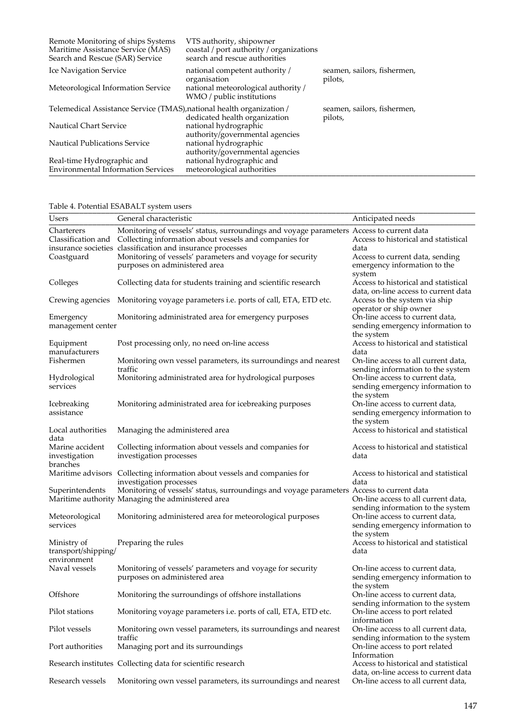| | | |
|---|---|---|
| Remote Monitoring of ships Systems | VTS authority, shipowner | |
| Maritime Assistance Service (MAS) | coastal / port authority / organizations | |
| Search and Rescue (SAR) Service | search and rescue authorities | |
| Ice Navigation Service | national competent authority / organisation | seamen, sailors, fishermen, pilots, |
| Meteorological Information Service | national meteorological authority / WMO / public institutions | |
| Telemedical Assistance Service (TMAS) | national health organization / dedicated health organization | seamen, sailors, fishermen, pilots, |
| Nautical Chart Service | national hydrographic authority/governmental agencies | |
| Nautical Publications Service | national hydrographic authority/governmental agencies | |
| Real-time Hydrographic and Environmental Information Services | national hydrographic and meteorological authorities | |

Table 4. Potential ESABALT system users

| Users | General characteristic | Anticipated needs |
|---|---|---|
| Charterers | Monitoring of vessels' status, surroundings and voyage parameters | Access to current data |
| Classification and insurance societies | Collecting information about vessels and companies for classification and insurance processes | Access to historical and statistical data |
| Coastguard | Monitoring of vessels' parameters and voyage for security purposes on administered area | Access to current data, sending emergency information to the system |
| Colleges | Collecting data for students training and scientific research | Access to historical and statistical data, on-line access to current data |
| Crewing agencies | Monitoring voyage parameters i.e. ports of call, ETA, ETD etc. | Access to the system via ship operator or ship owner |
| Emergency management center | Monitoring administrated area for emergency purposes | On-line access to current data, sending emergency information to the system |
| Equipment manufacturers | Post processing only, no need on-line access | Access to historical and statistical data |
| Fishermen | Monitoring own vessel parameters, its surroundings and nearest traffic | On-line access to all current data, sending information to the system |
| Hydrological services | Monitoring administrated area for hydrological purposes | On-line access to current data, sending emergency information to the system |
| Icebreaking assistance | Monitoring administrated area for icebreaking purposes | On-line access to current data, sending emergency information to the system |
| Local authorities data | Managing the administered area | Access to historical and statistical |
| Marine accident investigation branches | Collecting information about vessels and companies for investigation processes | Access to historical and statistical data |
| Maritime advisors | Collecting information about vessels and companies for investigation processes | Access to historical and statistical data |
| Superintendents | Monitoring of vessels' status, surroundings and voyage parameters | Access to current data |
| Maritime authority | Managing the administered area | On-line access to all current data, sending information to the system |
| Meteorological services | Monitoring administered area for meteorological purposes | On-line access to current data, sending emergency information to the system |
| Ministry of transport/shipping/ environment | Preparing the rules | Access to historical and statistical data |
| Naval vessels | Monitoring of vessels' parameters and voyage for security purposes on administered area | On-line access to current data, sending emergency information to the system |
| Offshore | Monitoring the surroundings of offshore installations | On-line access to current data, sending information to the system |
| Pilot stations | Monitoring voyage parameters i.e. ports of call, ETA, ETD etc. | On-line access to port related information |
| Pilot vessels | Monitoring own vessel parameters, its surroundings and nearest traffic | On-line access to all current data, sending information to the system |
| Port authorities | Managing port and its surroundings | On-line access to port related Information |
| Research institutes | Collecting data for scientific research | Access to historical and statistical data, on-line access to current data |
| Research vessels | Monitoring own vessel parameters, its surroundings and nearest | On-line access to all current data, |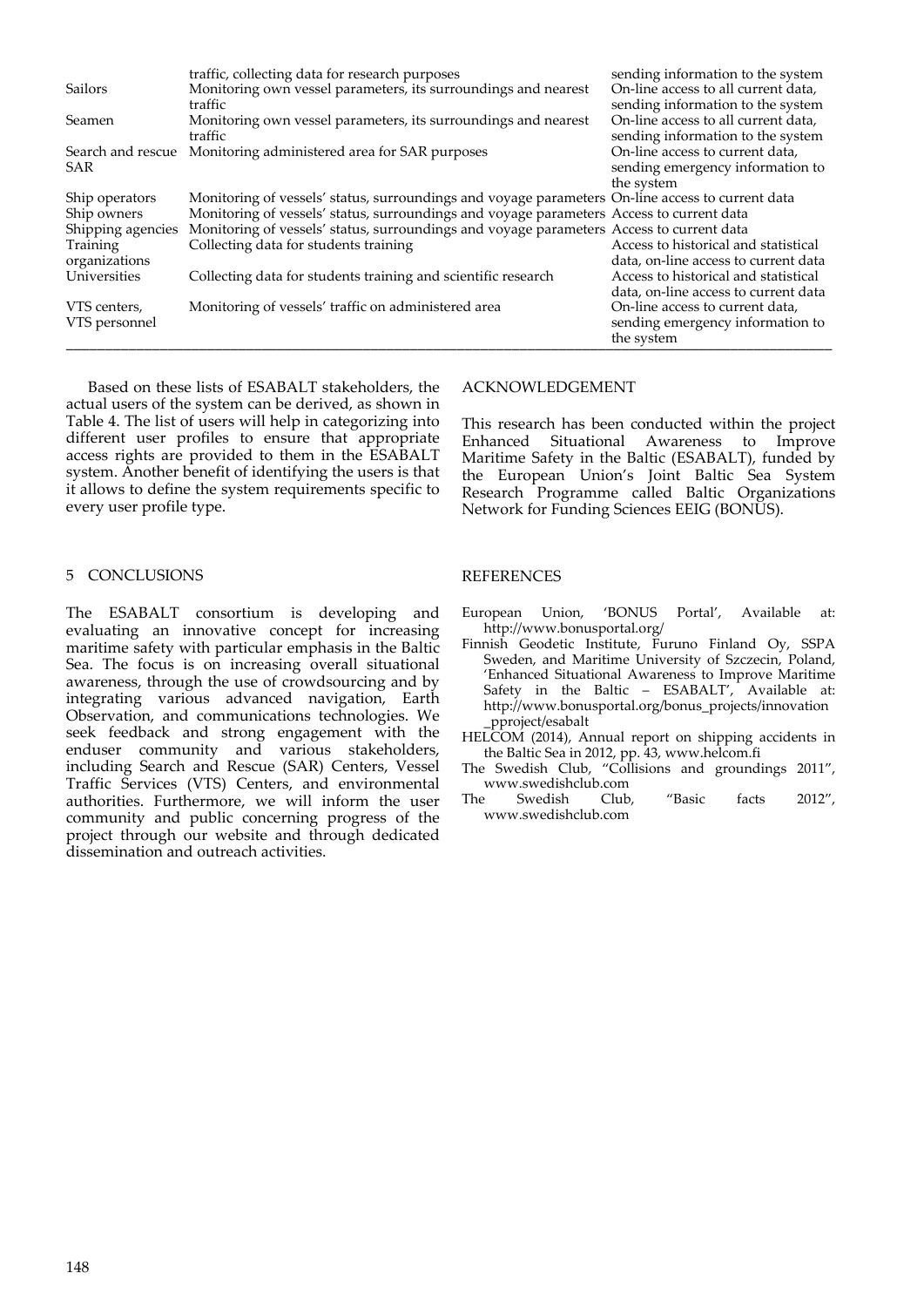| | | |
|---|---|---|
| | traffic, collecting data for research purposes | sending information to the system |
| Sailors | Monitoring own vessel parameters, its surroundings and nearest traffic | On-line access to all current data, sending information to the system |
| Seamen | Monitoring own vessel parameters, its surroundings and nearest traffic | On-line access to all current data, sending information to the system |
| Search and rescue SAR | Monitoring administered area for SAR purposes | On-line access to current data, sending emergency information to the system |
| Ship operators | Monitoring of vessels' status, surroundings and voyage parameters | On-line access to current data |
| Ship owners | Monitoring of vessels' status, surroundings and voyage parameters | Access to current data |
| Shipping agencies | Monitoring of vessels' status, surroundings and voyage parameters | Access to current data |
| Training organizations | Collecting data for students training | Access to historical and statistical data, on-line access to current data |
| Universities | Collecting data for students training and scientific research | Access to historical and statistical data, on-line access to current data |
| VTS centers, VTS personnel | Monitoring of vessels' traffic on administered area | On-line access to current data, sending emergency information to the system |

Based on these lists of ESABALT stakeholders, the actual users of the system can be derived, as shown in Table 4. The list of users will help in categorizing into different user profiles to ensure that appropriate access rights are provided to them in the ESABALT system. Another benefit of identifying the users is that it allows to define the system requirements specific to every user profile type.

## 5 CONCLUSIONS

The ESABALT consortium is developing and evaluating an innovative concept for increasing maritime safety with particular emphasis in the Baltic Sea. The focus is on increasing overall situational awareness, through the use of crowdsourcing and by integrating various advanced navigation, Earth Observation, and communications technologies. We seek feedback and strong engagement with the enduser community and various stakeholders, including Search and Rescue (SAR) Centers, Vessel Traffic Services (VTS) Centers, and environmental authorities. Furthermore, we will inform the user community and public concerning progress of the project through our website and through dedicated dissemination and outreach activities.

## ACKNOWLEDGEMENT

This research has been conducted within the project Enhanced Situational Awareness to Improve Maritime Safety in the Baltic (ESABALT), funded by the European Union's Joint Baltic Sea System Research Programme called Baltic Organizations Network for Funding Sciences EEIG (BONUS).

## REFERENCES

European Union, 'BONUS Portal', Available at: http://www.bonusportal.org/

Finnish Geodetic Institute, Furuno Finland Oy, SSPA Sweden, and Maritime University of Szczecin, Poland, 'Enhanced Situational Awareness to Improve Maritime Safety in the Baltic – ESABALT', Available at: http://www.bonusportal.org/bonus_projects/innovation_pproject/esabalt

HELCOM (2014), Annual report on shipping accidents in the Baltic Sea in 2012, pp. 43, www.helcom.fi

The Swedish Club, "Collisions and groundings 2011", www.swedishclub.com

The Swedish Club, "Basic facts 2012", www.swedishclub.com